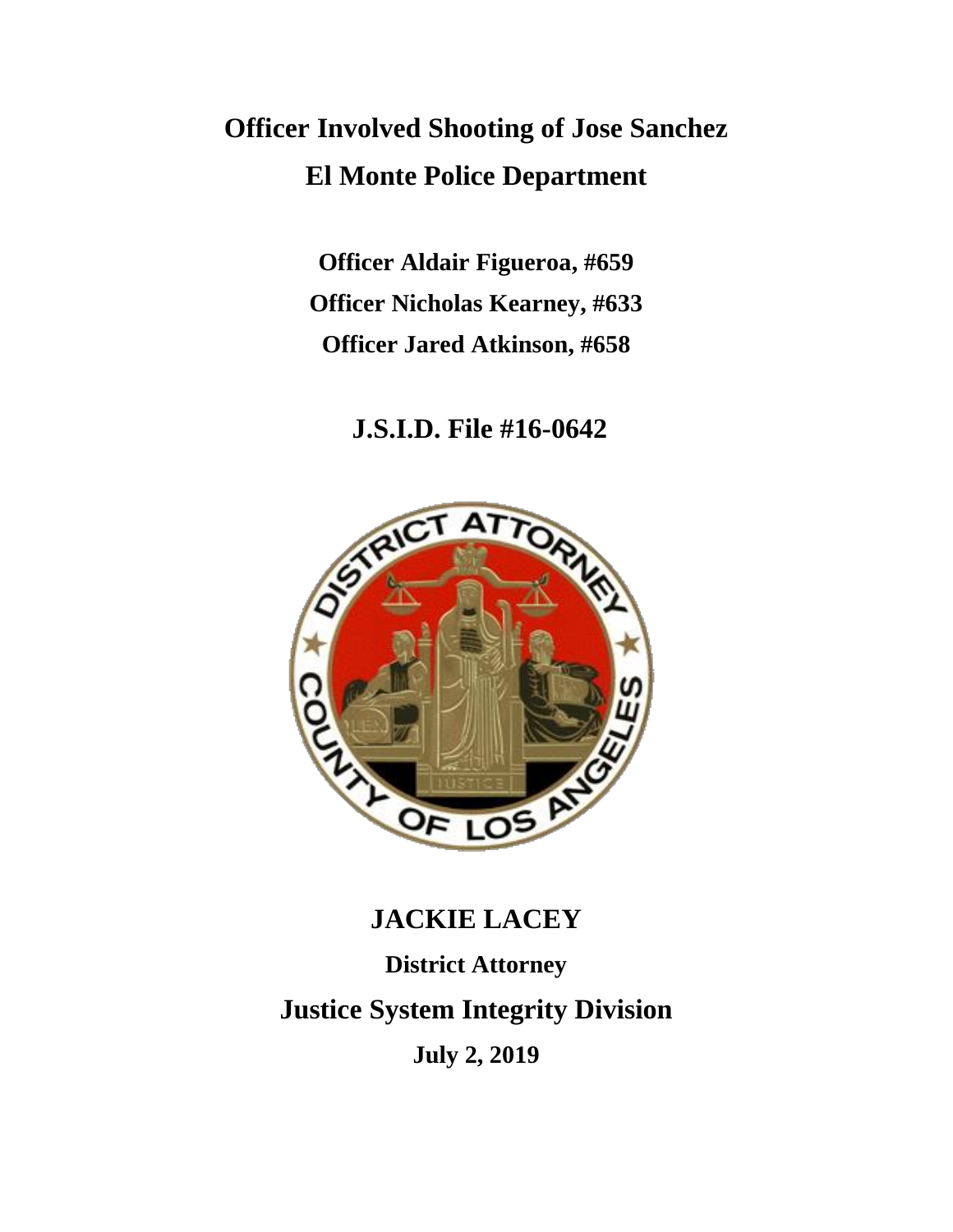# Officer Involved Shooting of Jose Sanchez

# El Monte Police Department

**Officer Aldair Figueroa, #659**

**Officer Nicholas Kearney, #633**

**Officer Jared Atkinson, #658**

## J.S.I.D. File #16-0642

## JACKIE LACEY

**District Attorney**

## Justice System Integrity Division

**July 2, 2019**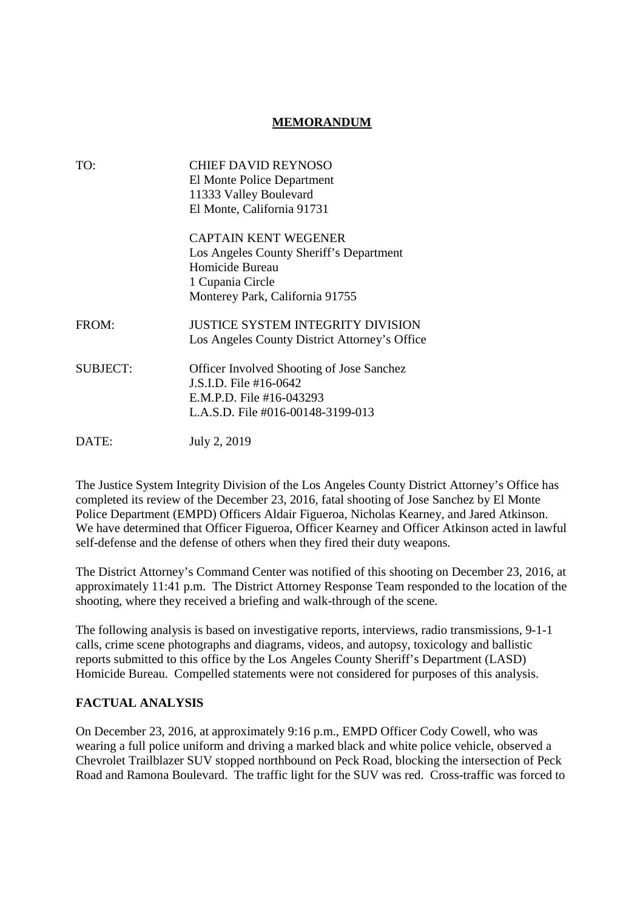## MEMORANDUM

| | |
|---|---|
| TO: | CHIEF DAVID REYNOSO<br>El Monte Police Department<br>11333 Valley Boulevard<br>El Monte, California 91731 |
| | CAPTAIN KENT WEGENER<br>Los Angeles County Sheriff's Department<br>Homicide Bureau<br>1 Cupania Circle<br>Monterey Park, California 91755 |
| FROM: | JUSTICE SYSTEM INTEGRITY DIVISION<br>Los Angeles County District Attorney's Office |
| SUBJECT: | Officer Involved Shooting of Jose Sanchez<br>J.S.I.D. File #16-0642<br>E.M.P.D. File #16-043293<br>L.A.S.D. File #016-00148-3199-013 |
| DATE: | July 2, 2019 |

The Justice System Integrity Division of the Los Angeles County District Attorney's Office has completed its review of the December 23, 2016, fatal shooting of Jose Sanchez by El Monte Police Department (EMPD) Officers Aldair Figueroa, Nicholas Kearney, and Jared Atkinson. We have determined that Officer Figueroa, Officer Kearney and Officer Atkinson acted in lawful self-defense and the defense of others when they fired their duty weapons.

The District Attorney's Command Center was notified of this shooting on December 23, 2016, at approximately 11:41 p.m. The District Attorney Response Team responded to the location of the shooting, where they received a briefing and walk-through of the scene.

The following analysis is based on investigative reports, interviews, radio transmissions, 9-1-1 calls, crime scene photographs and diagrams, videos, and autopsy, toxicology and ballistic reports submitted to this office by the Los Angeles County Sheriff's Department (LASD) Homicide Bureau. Compelled statements were not considered for purposes of this analysis.

### FACTUAL ANALYSIS

On December 23, 2016, at approximately 9:16 p.m., EMPD Officer Cody Cowell, who was wearing a full police uniform and driving a marked black and white police vehicle, observed a Chevrolet Trailblazer SUV stopped northbound on Peck Road, blocking the intersection of Peck Road and Ramona Boulevard. The traffic light for the SUV was red. Cross-traffic was forced to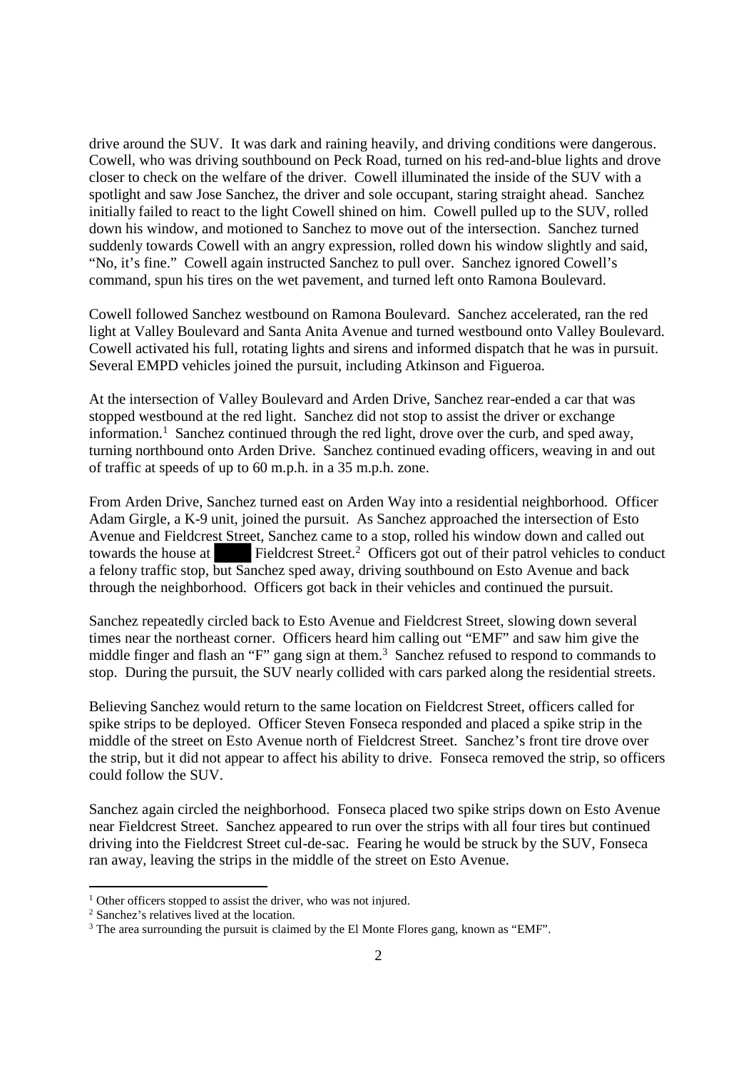drive around the SUV. It was dark and raining heavily, and driving conditions were dangerous. Cowell, who was driving southbound on Peck Road, turned on his red-and-blue lights and drove closer to check on the welfare of the driver. Cowell illuminated the inside of the SUV with a spotlight and saw Jose Sanchez, the driver and sole occupant, staring straight ahead. Sanchez initially failed to react to the light Cowell shined on him. Cowell pulled up to the SUV, rolled down his window, and motioned to Sanchez to move out of the intersection. Sanchez turned suddenly towards Cowell with an angry expression, rolled down his window slightly and said, "No, it's fine." Cowell again instructed Sanchez to pull over. Sanchez ignored Cowell's command, spun his tires on the wet pavement, and turned left onto Ramona Boulevard.

Cowell followed Sanchez westbound on Ramona Boulevard. Sanchez accelerated, ran the red light at Valley Boulevard and Santa Anita Avenue and turned westbound onto Valley Boulevard. Cowell activated his full, rotating lights and sirens and informed dispatch that he was in pursuit. Several EMPD vehicles joined the pursuit, including Atkinson and Figueroa.

At the intersection of Valley Boulevard and Arden Drive, Sanchez rear-ended a car that was stopped westbound at the red light. Sanchez did not stop to assist the driver or exchange information.[1] Sanchez continued through the red light, drove over the curb, and sped away, turning northbound onto Arden Drive. Sanchez continued evading officers, weaving in and out of traffic at speeds of up to 60 m.p.h. in a 35 m.p.h. zone.

From Arden Drive, Sanchez turned east on Arden Way into a residential neighborhood. Officer Adam Girgle, a K-9 unit, joined the pursuit. As Sanchez approached the intersection of Esto Avenue and Fieldcrest Street, Sanchez came to a stop, rolled his window down and called out towards the house at ████ Fieldcrest Street.[2] Officers got out of their patrol vehicles to conduct a felony traffic stop, but Sanchez sped away, driving southbound on Esto Avenue and back through the neighborhood. Officers got back in their vehicles and continued the pursuit.

Sanchez repeatedly circled back to Esto Avenue and Fieldcrest Street, slowing down several times near the northeast corner. Officers heard him calling out "EMF" and saw him give the middle finger and flash an "F" gang sign at them.[3] Sanchez refused to respond to commands to stop. During the pursuit, the SUV nearly collided with cars parked along the residential streets.

Believing Sanchez would return to the same location on Fieldcrest Street, officers called for spike strips to be deployed. Officer Steven Fonseca responded and placed a spike strip in the middle of the street on Esto Avenue north of Fieldcrest Street. Sanchez's front tire drove over the strip, but it did not appear to affect his ability to drive. Fonseca removed the strip, so officers could follow the SUV.

Sanchez again circled the neighborhood. Fonseca placed two spike strips down on Esto Avenue near Fieldcrest Street. Sanchez appeared to run over the strips with all four tires but continued driving into the Fieldcrest Street cul-de-sac. Fearing he would be struck by the SUV, Fonseca ran away, leaving the strips in the middle of the street on Esto Avenue.

---

[1] Other officers stopped to assist the driver, who was not injured.

[2] Sanchez's relatives lived at the location.

[3] The area surrounding the pursuit is claimed by the El Monte Flores gang, known as "EMF".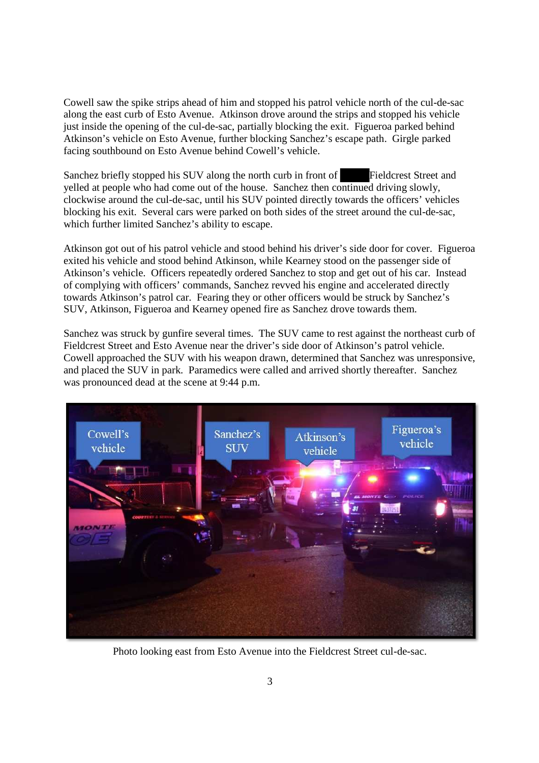Cowell saw the spike strips ahead of him and stopped his patrol vehicle north of the cul-de-sac along the east curb of Esto Avenue. Atkinson drove around the strips and stopped his vehicle just inside the opening of the cul-de-sac, partially blocking the exit. Figueroa parked behind Atkinson's vehicle on Esto Avenue, further blocking Sanchez's escape path. Girgle parked facing southbound on Esto Avenue behind Cowell's vehicle.

Sanchez briefly stopped his SUV along the north curb in front of ████ Fieldcrest Street and yelled at people who had come out of the house. Sanchez then continued driving slowly, clockwise around the cul-de-sac, until his SUV pointed directly towards the officers' vehicles blocking his exit. Several cars were parked on both sides of the street around the cul-de-sac, which further limited Sanchez's ability to escape.

Atkinson got out of his patrol vehicle and stood behind his driver's side door for cover. Figueroa exited his vehicle and stood behind Atkinson, while Kearney stood on the passenger side of Atkinson's vehicle. Officers repeatedly ordered Sanchez to stop and get out of his car. Instead of complying with officers' commands, Sanchez revved his engine and accelerated directly towards Atkinson's patrol car. Fearing they or other officers would be struck by Sanchez's SUV, Atkinson, Figueroa and Kearney opened fire as Sanchez drove towards them.

Sanchez was struck by gunfire several times. The SUV came to rest against the northeast curb of Fieldcrest Street and Esto Avenue near the driver's side door of Atkinson's patrol vehicle. Cowell approached the SUV with his weapon drawn, determined that Sanchez was unresponsive, and placed the SUV in park. Paramedics were called and arrived shortly thereafter. Sanchez was pronounced dead at the scene at 9:44 p.m.

Photo looking east from Esto Avenue into the Fieldcrest Street cul-de-sac.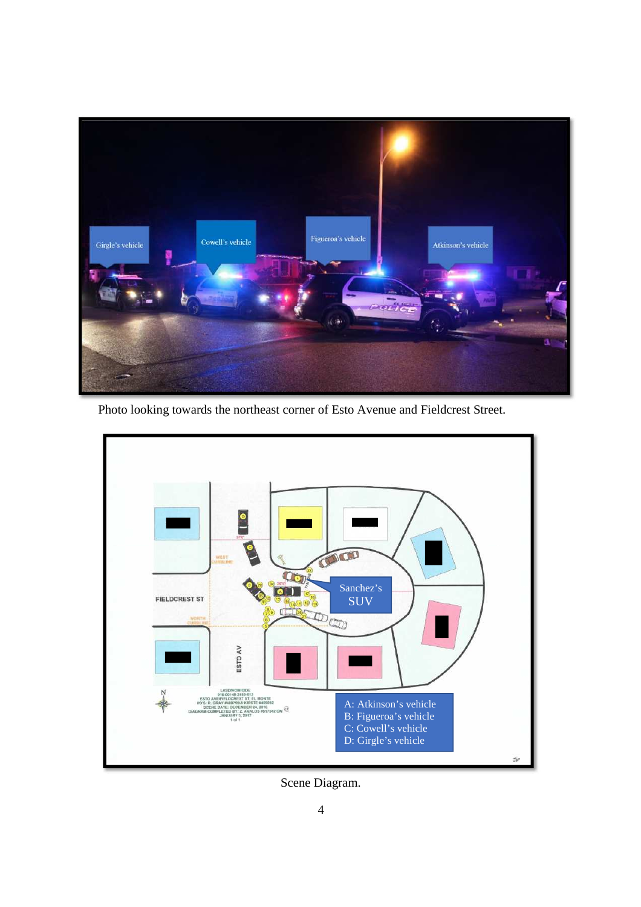Photo looking towards the northeast corner of Esto Avenue and Fieldcrest Street.

Scene Diagram.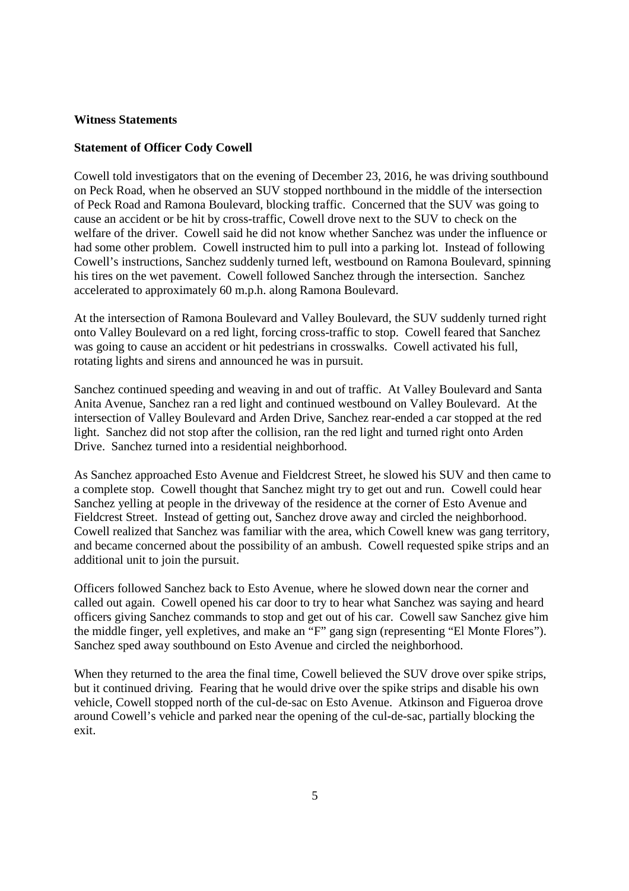**Witness Statements**

**Statement of Officer Cody Cowell**

Cowell told investigators that on the evening of December 23, 2016, he was driving southbound on Peck Road, when he observed an SUV stopped northbound in the middle of the intersection of Peck Road and Ramona Boulevard, blocking traffic. Concerned that the SUV was going to cause an accident or be hit by cross-traffic, Cowell drove next to the SUV to check on the welfare of the driver. Cowell said he did not know whether Sanchez was under the influence or had some other problem. Cowell instructed him to pull into a parking lot. Instead of following Cowell's instructions, Sanchez suddenly turned left, westbound on Ramona Boulevard, spinning his tires on the wet pavement. Cowell followed Sanchez through the intersection. Sanchez accelerated to approximately 60 m.p.h. along Ramona Boulevard.

At the intersection of Ramona Boulevard and Valley Boulevard, the SUV suddenly turned right onto Valley Boulevard on a red light, forcing cross-traffic to stop. Cowell feared that Sanchez was going to cause an accident or hit pedestrians in crosswalks. Cowell activated his full, rotating lights and sirens and announced he was in pursuit.

Sanchez continued speeding and weaving in and out of traffic. At Valley Boulevard and Santa Anita Avenue, Sanchez ran a red light and continued westbound on Valley Boulevard. At the intersection of Valley Boulevard and Arden Drive, Sanchez rear-ended a car stopped at the red light. Sanchez did not stop after the collision, ran the red light and turned right onto Arden Drive. Sanchez turned into a residential neighborhood.

As Sanchez approached Esto Avenue and Fieldcrest Street, he slowed his SUV and then came to a complete stop. Cowell thought that Sanchez might try to get out and run. Cowell could hear Sanchez yelling at people in the driveway of the residence at the corner of Esto Avenue and Fieldcrest Street. Instead of getting out, Sanchez drove away and circled the neighborhood. Cowell realized that Sanchez was familiar with the area, which Cowell knew was gang territory, and became concerned about the possibility of an ambush. Cowell requested spike strips and an additional unit to join the pursuit.

Officers followed Sanchez back to Esto Avenue, where he slowed down near the corner and called out again. Cowell opened his car door to try to hear what Sanchez was saying and heard officers giving Sanchez commands to stop and get out of his car. Cowell saw Sanchez give him the middle finger, yell expletives, and make an "F" gang sign (representing "El Monte Flores"). Sanchez sped away southbound on Esto Avenue and circled the neighborhood.

When they returned to the area the final time, Cowell believed the SUV drove over spike strips, but it continued driving. Fearing that he would drive over the spike strips and disable his own vehicle, Cowell stopped north of the cul-de-sac on Esto Avenue. Atkinson and Figueroa drove around Cowell's vehicle and parked near the opening of the cul-de-sac, partially blocking the exit.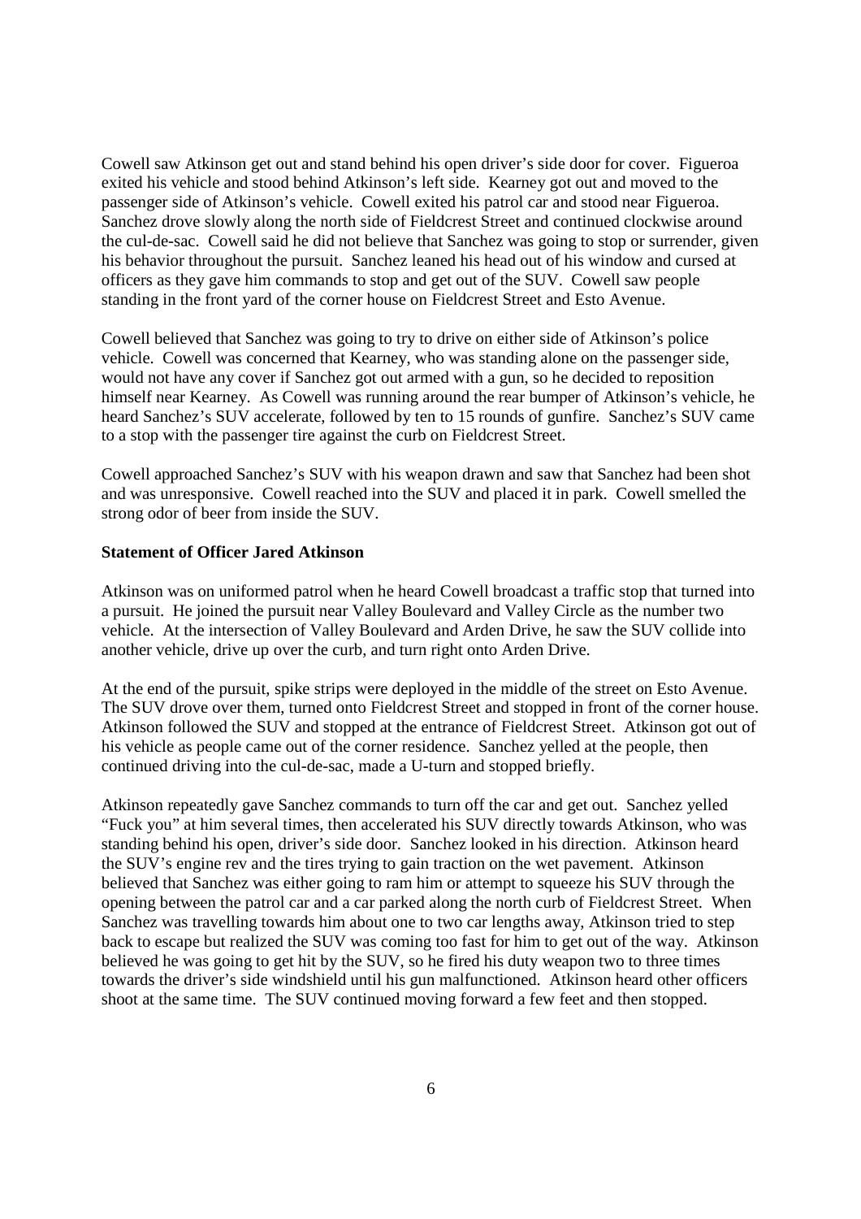Cowell saw Atkinson get out and stand behind his open driver's side door for cover. Figueroa exited his vehicle and stood behind Atkinson's left side. Kearney got out and moved to the passenger side of Atkinson's vehicle. Cowell exited his patrol car and stood near Figueroa. Sanchez drove slowly along the north side of Fieldcrest Street and continued clockwise around the cul-de-sac. Cowell said he did not believe that Sanchez was going to stop or surrender, given his behavior throughout the pursuit. Sanchez leaned his head out of his window and cursed at officers as they gave him commands to stop and get out of the SUV. Cowell saw people standing in the front yard of the corner house on Fieldcrest Street and Esto Avenue.

Cowell believed that Sanchez was going to try to drive on either side of Atkinson's police vehicle. Cowell was concerned that Kearney, who was standing alone on the passenger side, would not have any cover if Sanchez got out armed with a gun, so he decided to reposition himself near Kearney. As Cowell was running around the rear bumper of Atkinson's vehicle, he heard Sanchez's SUV accelerate, followed by ten to 15 rounds of gunfire. Sanchez's SUV came to a stop with the passenger tire against the curb on Fieldcrest Street.

Cowell approached Sanchez's SUV with his weapon drawn and saw that Sanchez had been shot and was unresponsive. Cowell reached into the SUV and placed it in park. Cowell smelled the strong odor of beer from inside the SUV.

**Statement of Officer Jared Atkinson**

Atkinson was on uniformed patrol when he heard Cowell broadcast a traffic stop that turned into a pursuit. He joined the pursuit near Valley Boulevard and Valley Circle as the number two vehicle. At the intersection of Valley Boulevard and Arden Drive, he saw the SUV collide into another vehicle, drive up over the curb, and turn right onto Arden Drive.

At the end of the pursuit, spike strips were deployed in the middle of the street on Esto Avenue. The SUV drove over them, turned onto Fieldcrest Street and stopped in front of the corner house. Atkinson followed the SUV and stopped at the entrance of Fieldcrest Street. Atkinson got out of his vehicle as people came out of the corner residence. Sanchez yelled at the people, then continued driving into the cul-de-sac, made a U-turn and stopped briefly.

Atkinson repeatedly gave Sanchez commands to turn off the car and get out. Sanchez yelled "Fuck you" at him several times, then accelerated his SUV directly towards Atkinson, who was standing behind his open, driver's side door. Sanchez looked in his direction. Atkinson heard the SUV's engine rev and the tires trying to gain traction on the wet pavement. Atkinson believed that Sanchez was either going to ram him or attempt to squeeze his SUV through the opening between the patrol car and a car parked along the north curb of Fieldcrest Street. When Sanchez was travelling towards him about one to two car lengths away, Atkinson tried to step back to escape but realized the SUV was coming too fast for him to get out of the way. Atkinson believed he was going to get hit by the SUV, so he fired his duty weapon two to three times towards the driver's side windshield until his gun malfunctioned. Atkinson heard other officers shoot at the same time. The SUV continued moving forward a few feet and then stopped.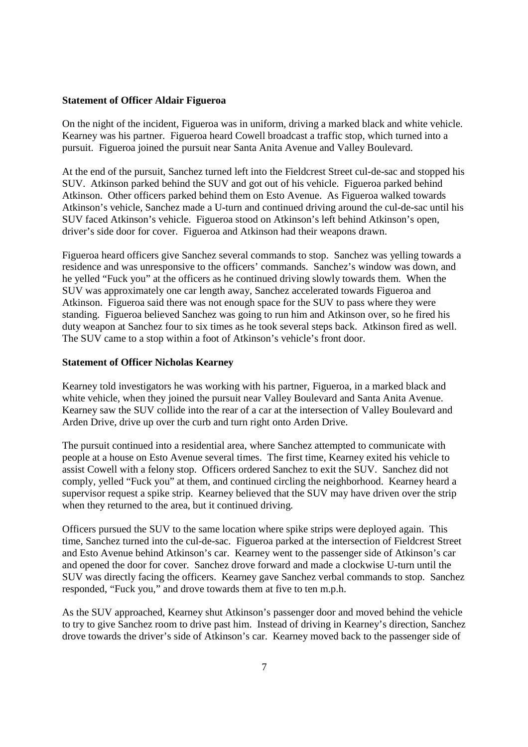**Statement of Officer Aldair Figueroa**

On the night of the incident, Figueroa was in uniform, driving a marked black and white vehicle. Kearney was his partner. Figueroa heard Cowell broadcast a traffic stop, which turned into a pursuit. Figueroa joined the pursuit near Santa Anita Avenue and Valley Boulevard.

At the end of the pursuit, Sanchez turned left into the Fieldcrest Street cul-de-sac and stopped his SUV. Atkinson parked behind the SUV and got out of his vehicle. Figueroa parked behind Atkinson. Other officers parked behind them on Esto Avenue. As Figueroa walked towards Atkinson's vehicle, Sanchez made a U-turn and continued driving around the cul-de-sac until his SUV faced Atkinson's vehicle. Figueroa stood on Atkinson's left behind Atkinson's open, driver's side door for cover. Figueroa and Atkinson had their weapons drawn.

Figueroa heard officers give Sanchez several commands to stop. Sanchez was yelling towards a residence and was unresponsive to the officers' commands. Sanchez's window was down, and he yelled "Fuck you" at the officers as he continued driving slowly towards them. When the SUV was approximately one car length away, Sanchez accelerated towards Figueroa and Atkinson. Figueroa said there was not enough space for the SUV to pass where they were standing. Figueroa believed Sanchez was going to run him and Atkinson over, so he fired his duty weapon at Sanchez four to six times as he took several steps back. Atkinson fired as well. The SUV came to a stop within a foot of Atkinson's vehicle's front door.

**Statement of Officer Nicholas Kearney**

Kearney told investigators he was working with his partner, Figueroa, in a marked black and white vehicle, when they joined the pursuit near Valley Boulevard and Santa Anita Avenue. Kearney saw the SUV collide into the rear of a car at the intersection of Valley Boulevard and Arden Drive, drive up over the curb and turn right onto Arden Drive.

The pursuit continued into a residential area, where Sanchez attempted to communicate with people at a house on Esto Avenue several times. The first time, Kearney exited his vehicle to assist Cowell with a felony stop. Officers ordered Sanchez to exit the SUV. Sanchez did not comply, yelled "Fuck you" at them, and continued circling the neighborhood. Kearney heard a supervisor request a spike strip. Kearney believed that the SUV may have driven over the strip when they returned to the area, but it continued driving.

Officers pursued the SUV to the same location where spike strips were deployed again. This time, Sanchez turned into the cul-de-sac. Figueroa parked at the intersection of Fieldcrest Street and Esto Avenue behind Atkinson's car. Kearney went to the passenger side of Atkinson's car and opened the door for cover. Sanchez drove forward and made a clockwise U-turn until the SUV was directly facing the officers. Kearney gave Sanchez verbal commands to stop. Sanchez responded, "Fuck you," and drove towards them at five to ten m.p.h.

As the SUV approached, Kearney shut Atkinson's passenger door and moved behind the vehicle to try to give Sanchez room to drive past him. Instead of driving in Kearney's direction, Sanchez drove towards the driver's side of Atkinson's car. Kearney moved back to the passenger side of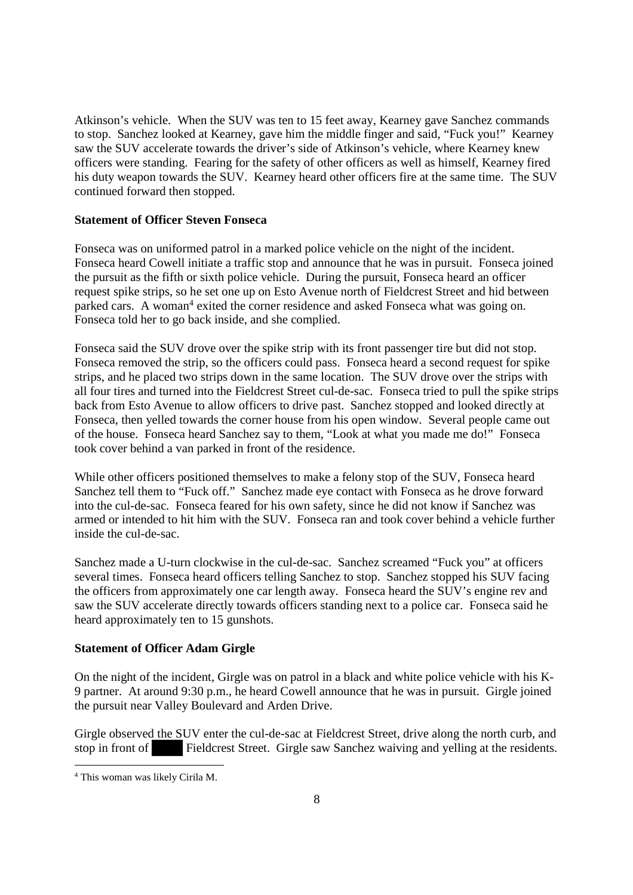Atkinson's vehicle. When the SUV was ten to 15 feet away, Kearney gave Sanchez commands to stop. Sanchez looked at Kearney, gave him the middle finger and said, "Fuck you!" Kearney saw the SUV accelerate towards the driver's side of Atkinson's vehicle, where Kearney knew officers were standing. Fearing for the safety of other officers as well as himself, Kearney fired his duty weapon towards the SUV. Kearney heard other officers fire at the same time. The SUV continued forward then stopped.

**Statement of Officer Steven Fonseca**

Fonseca was on uniformed patrol in a marked police vehicle on the night of the incident. Fonseca heard Cowell initiate a traffic stop and announce that he was in pursuit. Fonseca joined the pursuit as the fifth or sixth police vehicle. During the pursuit, Fonseca heard an officer request spike strips, so he set one up on Esto Avenue north of Fieldcrest Street and hid between parked cars. A woman[4] exited the corner residence and asked Fonseca what was going on. Fonseca told her to go back inside, and she complied.

Fonseca said the SUV drove over the spike strip with its front passenger tire but did not stop. Fonseca removed the strip, so the officers could pass. Fonseca heard a second request for spike strips, and he placed two strips down in the same location. The SUV drove over the strips with all four tires and turned into the Fieldcrest Street cul-de-sac. Fonseca tried to pull the spike strips back from Esto Avenue to allow officers to drive past. Sanchez stopped and looked directly at Fonseca, then yelled towards the corner house from his open window. Several people came out of the house. Fonseca heard Sanchez say to them, "Look at what you made me do!" Fonseca took cover behind a van parked in front of the residence.

While other officers positioned themselves to make a felony stop of the SUV, Fonseca heard Sanchez tell them to "Fuck off." Sanchez made eye contact with Fonseca as he drove forward into the cul-de-sac. Fonseca feared for his own safety, since he did not know if Sanchez was armed or intended to hit him with the SUV. Fonseca ran and took cover behind a vehicle further inside the cul-de-sac.

Sanchez made a U-turn clockwise in the cul-de-sac. Sanchez screamed "Fuck you" at officers several times. Fonseca heard officers telling Sanchez to stop. Sanchez stopped his SUV facing the officers from approximately one car length away. Fonseca heard the SUV's engine rev and saw the SUV accelerate directly towards officers standing next to a police car. Fonseca said he heard approximately ten to 15 gunshots.

**Statement of Officer Adam Girgle**

On the night of the incident, Girgle was on patrol in a black and white police vehicle with his K-9 partner. At around 9:30 p.m., he heard Cowell announce that he was in pursuit. Girgle joined the pursuit near Valley Boulevard and Arden Drive.

Girgle observed the SUV enter the cul-de-sac at Fieldcrest Street, drive along the north curb, and stop in front of ████ Fieldcrest Street. Girgle saw Sanchez waiving and yelling at the residents.

[4] This woman was likely Cirila M.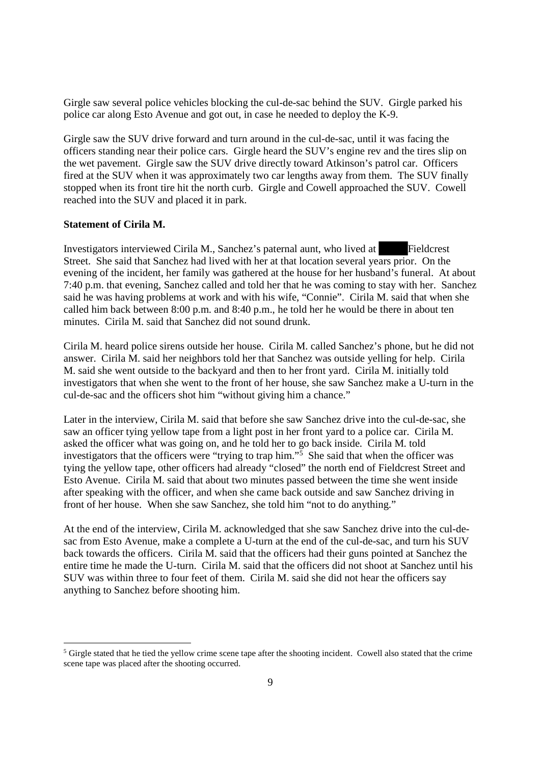Girgle saw several police vehicles blocking the cul-de-sac behind the SUV. Girgle parked his police car along Esto Avenue and got out, in case he needed to deploy the K-9.

Girgle saw the SUV drive forward and turn around in the cul-de-sac, until it was facing the officers standing near their police cars. Girgle heard the SUV's engine rev and the tires slip on the wet pavement. Girgle saw the SUV drive directly toward Atkinson's patrol car. Officers fired at the SUV when it was approximately two car lengths away from them. The SUV finally stopped when its front tire hit the north curb. Girgle and Cowell approached the SUV. Cowell reached into the SUV and placed it in park.

**Statement of Cirila M.**

Investigators interviewed Cirila M., Sanchez's paternal aunt, who lived at ████ Fieldcrest Street. She said that Sanchez had lived with her at that location several years prior. On the evening of the incident, her family was gathered at the house for her husband's funeral. At about 7:40 p.m. that evening, Sanchez called and told her that he was coming to stay with her. Sanchez said he was having problems at work and with his wife, "Connie". Cirila M. said that when she called him back between 8:00 p.m. and 8:40 p.m., he told her he would be there in about ten minutes. Cirila M. said that Sanchez did not sound drunk.

Cirila M. heard police sirens outside her house. Cirila M. called Sanchez's phone, but he did not answer. Cirila M. said her neighbors told her that Sanchez was outside yelling for help. Cirila M. said she went outside to the backyard and then to her front yard. Cirila M. initially told investigators that when she went to the front of her house, she saw Sanchez make a U-turn in the cul-de-sac and the officers shot him "without giving him a chance."

Later in the interview, Cirila M. said that before she saw Sanchez drive into the cul-de-sac, she saw an officer tying yellow tape from a light post in her front yard to a police car. Cirila M. asked the officer what was going on, and he told her to go back inside. Cirila M. told investigators that the officers were "trying to trap him."[5] She said that when the officer was tying the yellow tape, other officers had already "closed" the north end of Fieldcrest Street and Esto Avenue. Cirila M. said that about two minutes passed between the time she went inside after speaking with the officer, and when she came back outside and saw Sanchez driving in front of her house. When she saw Sanchez, she told him "not to do anything."

At the end of the interview, Cirila M. acknowledged that she saw Sanchez drive into the cul-de-sac from Esto Avenue, make a complete a U-turn at the end of the cul-de-sac, and turn his SUV back towards the officers. Cirila M. said that the officers had their guns pointed at Sanchez the entire time he made the U-turn. Cirila M. said that the officers did not shoot at Sanchez until his SUV was within three to four feet of them. Cirila M. said she did not hear the officers say anything to Sanchez before shooting him.

[5] Girgle stated that he tied the yellow crime scene tape after the shooting incident. Cowell also stated that the crime scene tape was placed after the shooting occurred.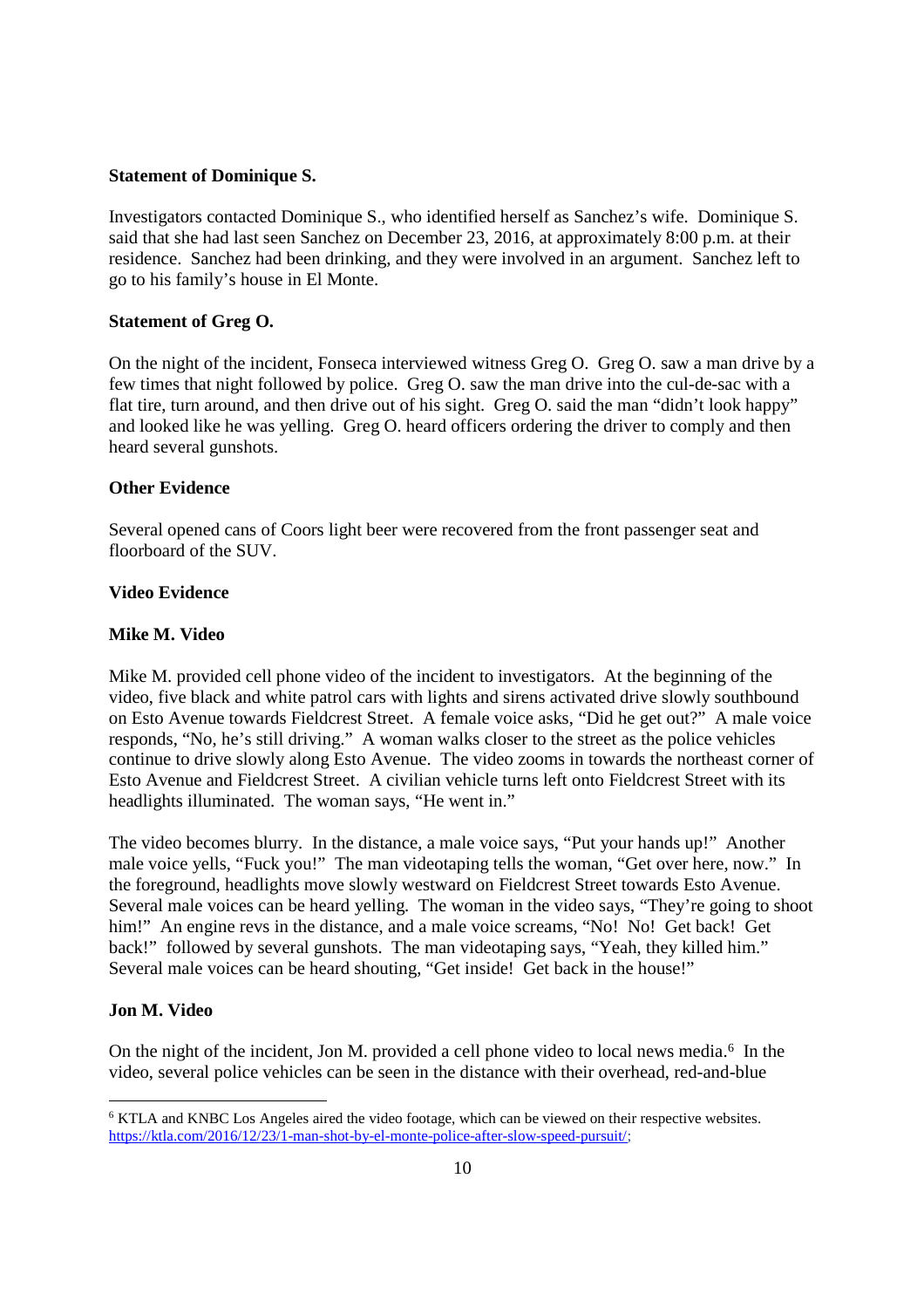**Statement of Dominique S.**

Investigators contacted Dominique S., who identified herself as Sanchez's wife. Dominique S. said that she had last seen Sanchez on December 23, 2016, at approximately 8:00 p.m. at their residence. Sanchez had been drinking, and they were involved in an argument. Sanchez left to go to his family's house in El Monte.

**Statement of Greg O.**

On the night of the incident, Fonseca interviewed witness Greg O. Greg O. saw a man drive by a few times that night followed by police. Greg O. saw the man drive into the cul-de-sac with a flat tire, turn around, and then drive out of his sight. Greg O. said the man "didn't look happy" and looked like he was yelling. Greg O. heard officers ordering the driver to comply and then heard several gunshots.

**Other Evidence**

Several opened cans of Coors light beer were recovered from the front passenger seat and floorboard of the SUV.

**Video Evidence**

**Mike M. Video**

Mike M. provided cell phone video of the incident to investigators. At the beginning of the video, five black and white patrol cars with lights and sirens activated drive slowly southbound on Esto Avenue towards Fieldcrest Street. A female voice asks, "Did he get out?" A male voice responds, "No, he's still driving." A woman walks closer to the street as the police vehicles continue to drive slowly along Esto Avenue. The video zooms in towards the northeast corner of Esto Avenue and Fieldcrest Street. A civilian vehicle turns left onto Fieldcrest Street with its headlights illuminated. The woman says, "He went in."

The video becomes blurry. In the distance, a male voice says, "Put your hands up!" Another male voice yells, "Fuck you!" The man videotaping tells the woman, "Get over here, now." In the foreground, headlights move slowly westward on Fieldcrest Street towards Esto Avenue. Several male voices can be heard yelling. The woman in the video says, "They're going to shoot him!" An engine revs in the distance, and a male voice screams, "No! No! Get back! Get back!" followed by several gunshots. The man videotaping says, "Yeah, they killed him." Several male voices can be heard shouting, "Get inside! Get back in the house!"

**Jon M. Video**

On the night of the incident, Jon M. provided a cell phone video to local news media.[6] In the video, several police vehicles can be seen in the distance with their overhead, red-and-blue

[6] KTLA and KNBC Los Angeles aired the video footage, which can be viewed on their respective websites. https://ktla.com/2016/12/23/1-man-shot-by-el-monte-police-after-slow-speed-pursuit/;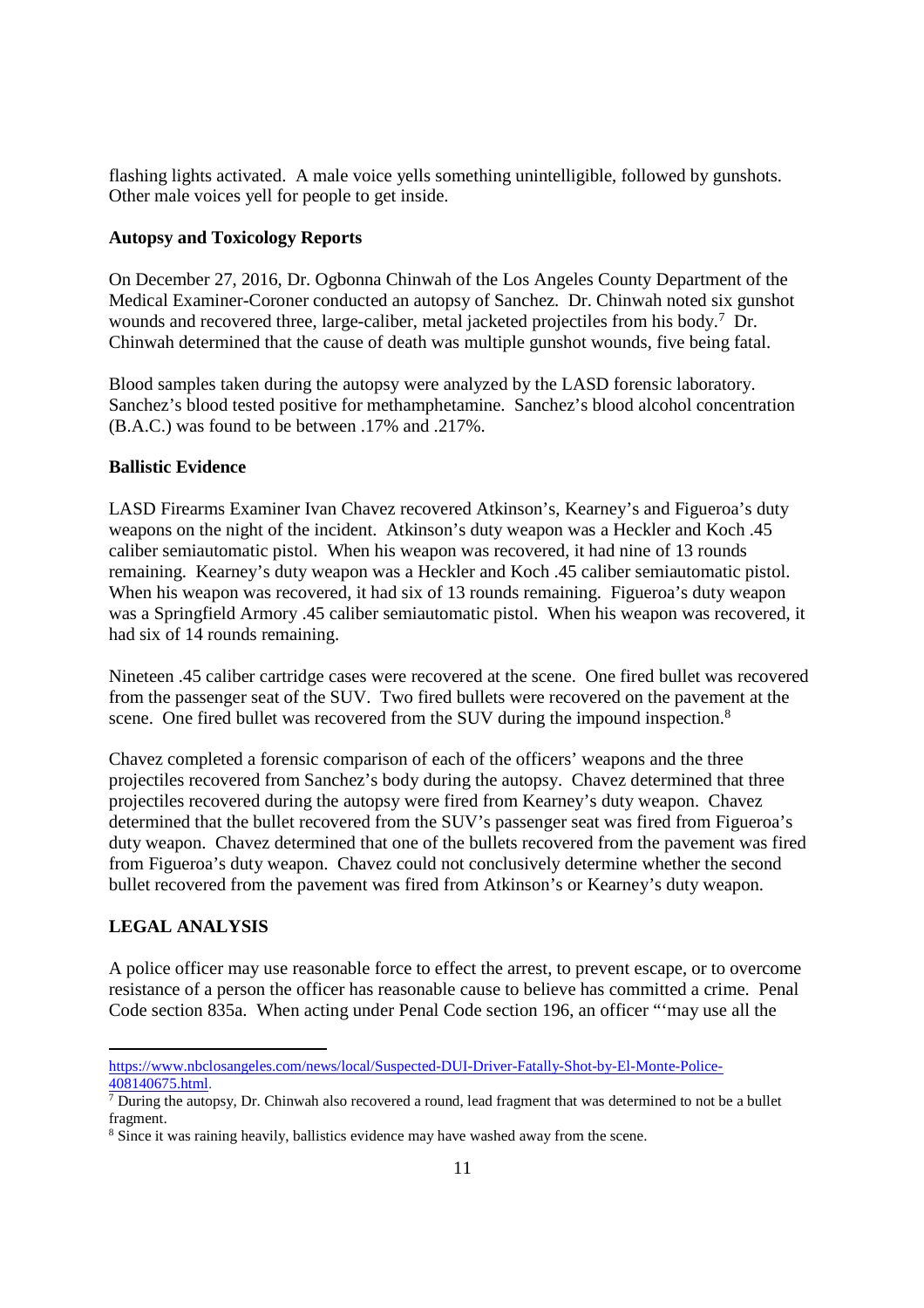flashing lights activated. A male voice yells something unintelligible, followed by gunshots. Other male voices yell for people to get inside.

**Autopsy and Toxicology Reports**

On December 27, 2016, Dr. Ogbonna Chinwah of the Los Angeles County Department of the Medical Examiner-Coroner conducted an autopsy of Sanchez. Dr. Chinwah noted six gunshot wounds and recovered three, large-caliber, metal jacketed projectiles from his body.[7] Dr. Chinwah determined that the cause of death was multiple gunshot wounds, five being fatal.

Blood samples taken during the autopsy were analyzed by the LASD forensic laboratory. Sanchez's blood tested positive for methamphetamine. Sanchez's blood alcohol concentration (B.A.C.) was found to be between .17% and .217%.

**Ballistic Evidence**

LASD Firearms Examiner Ivan Chavez recovered Atkinson's, Kearney's and Figueroa's duty weapons on the night of the incident. Atkinson's duty weapon was a Heckler and Koch .45 caliber semiautomatic pistol. When his weapon was recovered, it had nine of 13 rounds remaining. Kearney's duty weapon was a Heckler and Koch .45 caliber semiautomatic pistol. When his weapon was recovered, it had six of 13 rounds remaining. Figueroa's duty weapon was a Springfield Armory .45 caliber semiautomatic pistol. When his weapon was recovered, it had six of 14 rounds remaining.

Nineteen .45 caliber cartridge cases were recovered at the scene. One fired bullet was recovered from the passenger seat of the SUV. Two fired bullets were recovered on the pavement at the scene. One fired bullet was recovered from the SUV during the impound inspection.[8]

Chavez completed a forensic comparison of each of the officers' weapons and the three projectiles recovered from Sanchez's body during the autopsy. Chavez determined that three projectiles recovered during the autopsy were fired from Kearney's duty weapon. Chavez determined that the bullet recovered from the SUV's passenger seat was fired from Figueroa's duty weapon. Chavez determined that one of the bullets recovered from the pavement was fired from Figueroa's duty weapon. Chavez could not conclusively determine whether the second bullet recovered from the pavement was fired from Atkinson's or Kearney's duty weapon.

## LEGAL ANALYSIS

A police officer may use reasonable force to effect the arrest, to prevent escape, or to overcome resistance of a person the officer has reasonable cause to believe has committed a crime. Penal Code section 835a. When acting under Penal Code section 196, an officer "'may use all the

---

https://www.nbclosangeles.com/news/local/Suspected-DUI-Driver-Fatally-Shot-by-El-Monte-Police-408140675.html.

[7] During the autopsy, Dr. Chinwah also recovered a round, lead fragment that was determined to not be a bullet fragment.

[8] Since it was raining heavily, ballistics evidence may have washed away from the scene.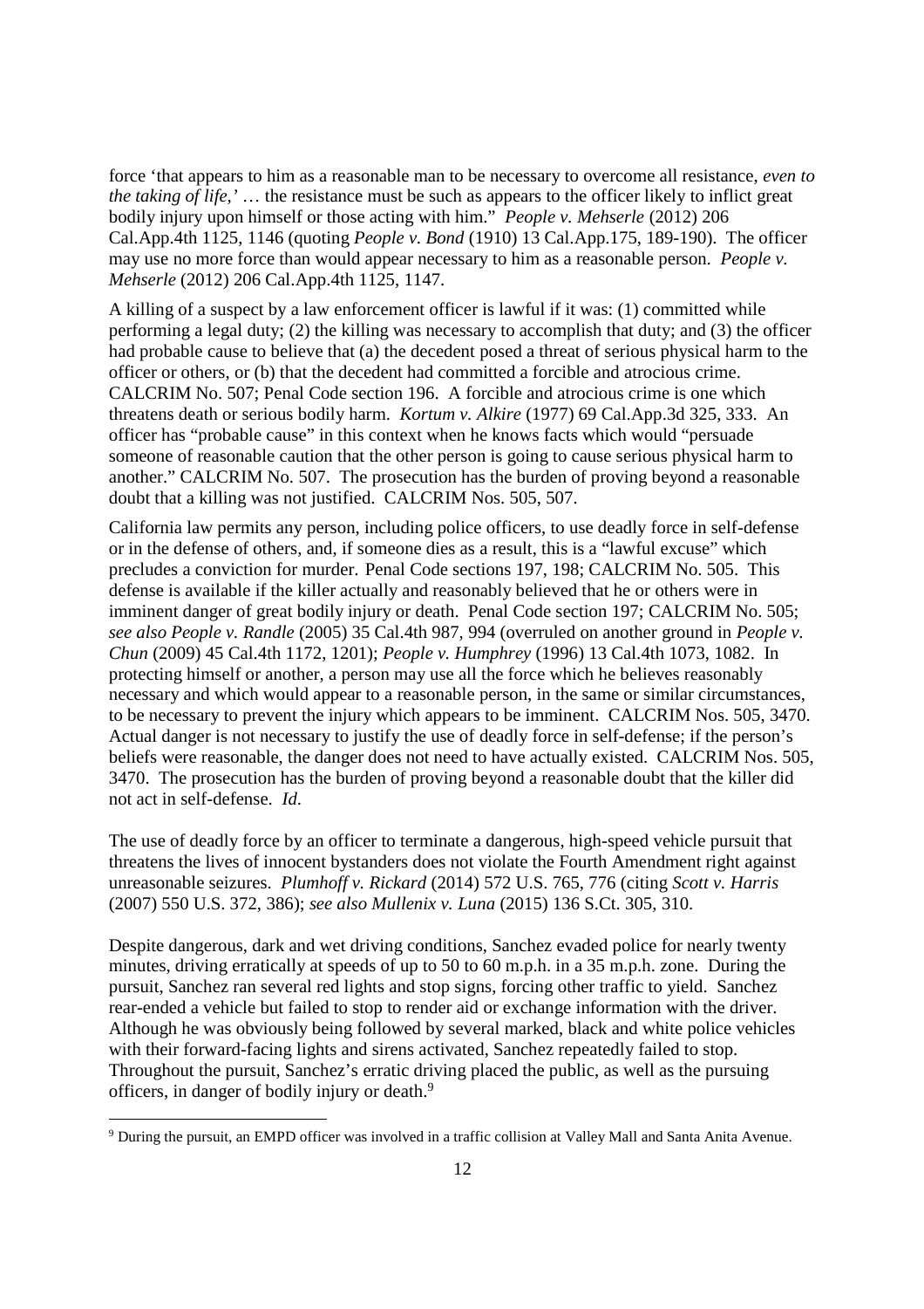force 'that appears to him as a reasonable man to be necessary to overcome all resistance, *even to the taking of life*,' … the resistance must be such as appears to the officer likely to inflict great bodily injury upon himself or those acting with him." *People v. Mehserle* (2012) 206 Cal.App.4th 1125, 1146 (quoting *People v. Bond* (1910) 13 Cal.App.175, 189-190). The officer may use no more force than would appear necessary to him as a reasonable person. *People v. Mehserle* (2012) 206 Cal.App.4th 1125, 1147.

A killing of a suspect by a law enforcement officer is lawful if it was: (1) committed while performing a legal duty; (2) the killing was necessary to accomplish that duty; and (3) the officer had probable cause to believe that (a) the decedent posed a threat of serious physical harm to the officer or others, or (b) that the decedent had committed a forcible and atrocious crime. CALCRIM No. 507; Penal Code section 196. A forcible and atrocious crime is one which threatens death or serious bodily harm. *Kortum v. Alkire* (1977) 69 Cal.App.3d 325, 333. An officer has "probable cause" in this context when he knows facts which would "persuade someone of reasonable caution that the other person is going to cause serious physical harm to another." CALCRIM No. 507. The prosecution has the burden of proving beyond a reasonable doubt that a killing was not justified. CALCRIM Nos. 505, 507.

California law permits any person, including police officers, to use deadly force in self-defense or in the defense of others, and, if someone dies as a result, this is a "lawful excuse" which precludes a conviction for murder. Penal Code sections 197, 198; CALCRIM No. 505. This defense is available if the killer actually and reasonably believed that he or others were in imminent danger of great bodily injury or death. Penal Code section 197; CALCRIM No. 505; *see also People v. Randle* (2005) 35 Cal.4th 987, 994 (overruled on another ground in *People v. Chun* (2009) 45 Cal.4th 1172, 1201); *People v. Humphrey* (1996) 13 Cal.4th 1073, 1082. In protecting himself or another, a person may use all the force which he believes reasonably necessary and which would appear to a reasonable person, in the same or similar circumstances, to be necessary to prevent the injury which appears to be imminent. CALCRIM Nos. 505, 3470. Actual danger is not necessary to justify the use of deadly force in self-defense; if the person's beliefs were reasonable, the danger does not need to have actually existed. CALCRIM Nos. 505, 3470. The prosecution has the burden of proving beyond a reasonable doubt that the killer did not act in self-defense. *Id.*

The use of deadly force by an officer to terminate a dangerous, high-speed vehicle pursuit that threatens the lives of innocent bystanders does not violate the Fourth Amendment right against unreasonable seizures. *Plumhoff v. Rickard* (2014) 572 U.S. 765, 776 (citing *Scott v. Harris* (2007) 550 U.S. 372, 386); *see also Mullenix v. Luna* (2015) 136 S.Ct. 305, 310.

Despite dangerous, dark and wet driving conditions, Sanchez evaded police for nearly twenty minutes, driving erratically at speeds of up to 50 to 60 m.p.h. in a 35 m.p.h. zone. During the pursuit, Sanchez ran several red lights and stop signs, forcing other traffic to yield. Sanchez rear-ended a vehicle but failed to stop to render aid or exchange information with the driver. Although he was obviously being followed by several marked, black and white police vehicles with their forward-facing lights and sirens activated, Sanchez repeatedly failed to stop. Throughout the pursuit, Sanchez's erratic driving placed the public, as well as the pursuing officers, in danger of bodily injury or death.[9]

---

[9] During the pursuit, an EMPD officer was involved in a traffic collision at Valley Mall and Santa Anita Avenue.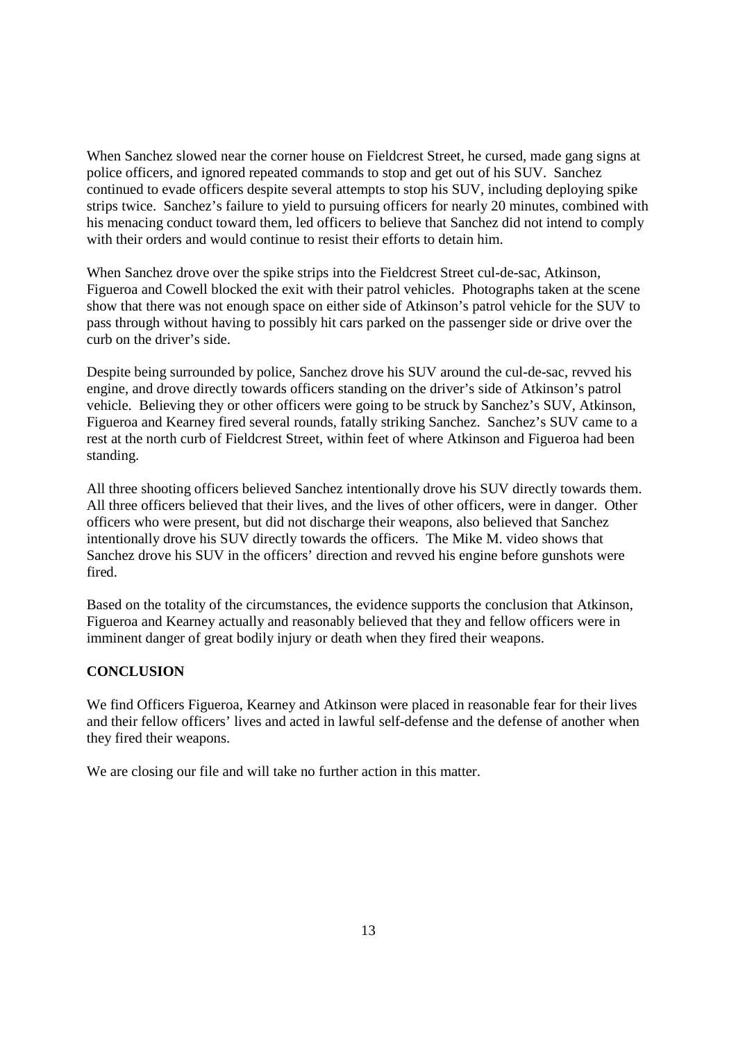When Sanchez slowed near the corner house on Fieldcrest Street, he cursed, made gang signs at police officers, and ignored repeated commands to stop and get out of his SUV. Sanchez continued to evade officers despite several attempts to stop his SUV, including deploying spike strips twice. Sanchez's failure to yield to pursuing officers for nearly 20 minutes, combined with his menacing conduct toward them, led officers to believe that Sanchez did not intend to comply with their orders and would continue to resist their efforts to detain him.

When Sanchez drove over the spike strips into the Fieldcrest Street cul-de-sac, Atkinson, Figueroa and Cowell blocked the exit with their patrol vehicles. Photographs taken at the scene show that there was not enough space on either side of Atkinson's patrol vehicle for the SUV to pass through without having to possibly hit cars parked on the passenger side or drive over the curb on the driver's side.

Despite being surrounded by police, Sanchez drove his SUV around the cul-de-sac, revved his engine, and drove directly towards officers standing on the driver's side of Atkinson's patrol vehicle. Believing they or other officers were going to be struck by Sanchez's SUV, Atkinson, Figueroa and Kearney fired several rounds, fatally striking Sanchez. Sanchez's SUV came to a rest at the north curb of Fieldcrest Street, within feet of where Atkinson and Figueroa had been standing.

All three shooting officers believed Sanchez intentionally drove his SUV directly towards them. All three officers believed that their lives, and the lives of other officers, were in danger. Other officers who were present, but did not discharge their weapons, also believed that Sanchez intentionally drove his SUV directly towards the officers. The Mike M. video shows that Sanchez drove his SUV in the officers' direction and revved his engine before gunshots were fired.

Based on the totality of the circumstances, the evidence supports the conclusion that Atkinson, Figueroa and Kearney actually and reasonably believed that they and fellow officers were in imminent danger of great bodily injury or death when they fired their weapons.

## CONCLUSION

We find Officers Figueroa, Kearney and Atkinson were placed in reasonable fear for their lives and their fellow officers' lives and acted in lawful self-defense and the defense of another when they fired their weapons.

We are closing our file and will take no further action in this matter.